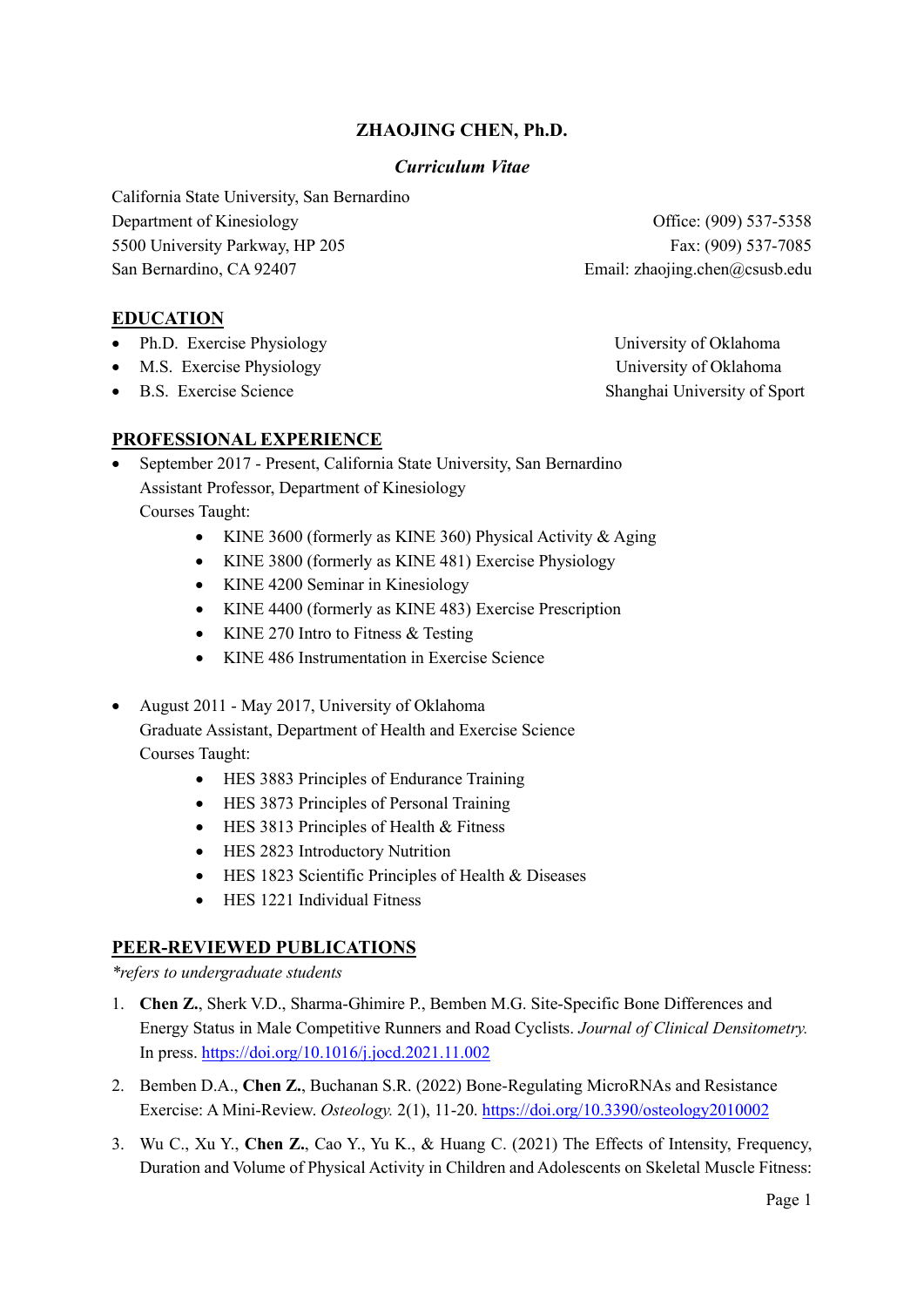# ZHAOJING CHEN, Ph.D.

***Curriculum Vitae***

California State University, San Bernardino
Department of Kinesiology
5500 University Parkway, HP 205
San Bernardino, CA 92407

Office: (909) 537-5358
Fax: (909) 537-7085
Email: zhaojing.chen@csusb.edu

## EDUCATION

- Ph.D. Exercise Physiology — University of Oklahoma
- M.S. Exercise Physiology — University of Oklahoma
- B.S. Exercise Science — Shanghai University of Sport

## PROFESSIONAL EXPERIENCE

- September 2017 - Present, California State University, San Bernardino
  Assistant Professor, Department of Kinesiology
  Courses Taught:
    - KINE 3600 (formerly as KINE 360) Physical Activity & Aging
    - KINE 3800 (formerly as KINE 481) Exercise Physiology
    - KINE 4200 Seminar in Kinesiology
    - KINE 4400 (formerly as KINE 483) Exercise Prescription
    - KINE 270 Intro to Fitness & Testing
    - KINE 486 Instrumentation in Exercise Science

- August 2011 - May 2017, University of Oklahoma
  Graduate Assistant, Department of Health and Exercise Science
  Courses Taught:
    - HES 3883 Principles of Endurance Training
    - HES 3873 Principles of Personal Training
    - HES 3813 Principles of Health & Fitness
    - HES 2823 Introductory Nutrition
    - HES 1823 Scientific Principles of Health & Diseases
    - HES 1221 Individual Fitness

## PEER-REVIEWED PUBLICATIONS

*\*refers to undergraduate students*

1. **Chen Z.**, Sherk V.D., Sharma-Ghimire P., Bemben M.G. Site-Specific Bone Differences and Energy Status in Male Competitive Runners and Road Cyclists. *Journal of Clinical Densitometry.* In press. https://doi.org/10.1016/j.jocd.2021.11.002
2. Bemben D.A., **Chen Z.**, Buchanan S.R. (2022) Bone-Regulating MicroRNAs and Resistance Exercise: A Mini-Review. *Osteology.* 2(1), 11-20. https://doi.org/10.3390/osteology2010002
3. Wu C., Xu Y., **Chen Z.**, Cao Y., Yu K., & Huang C. (2021) The Effects of Intensity, Frequency, Duration and Volume of Physical Activity in Children and Adolescents on Skeletal Muscle Fitness: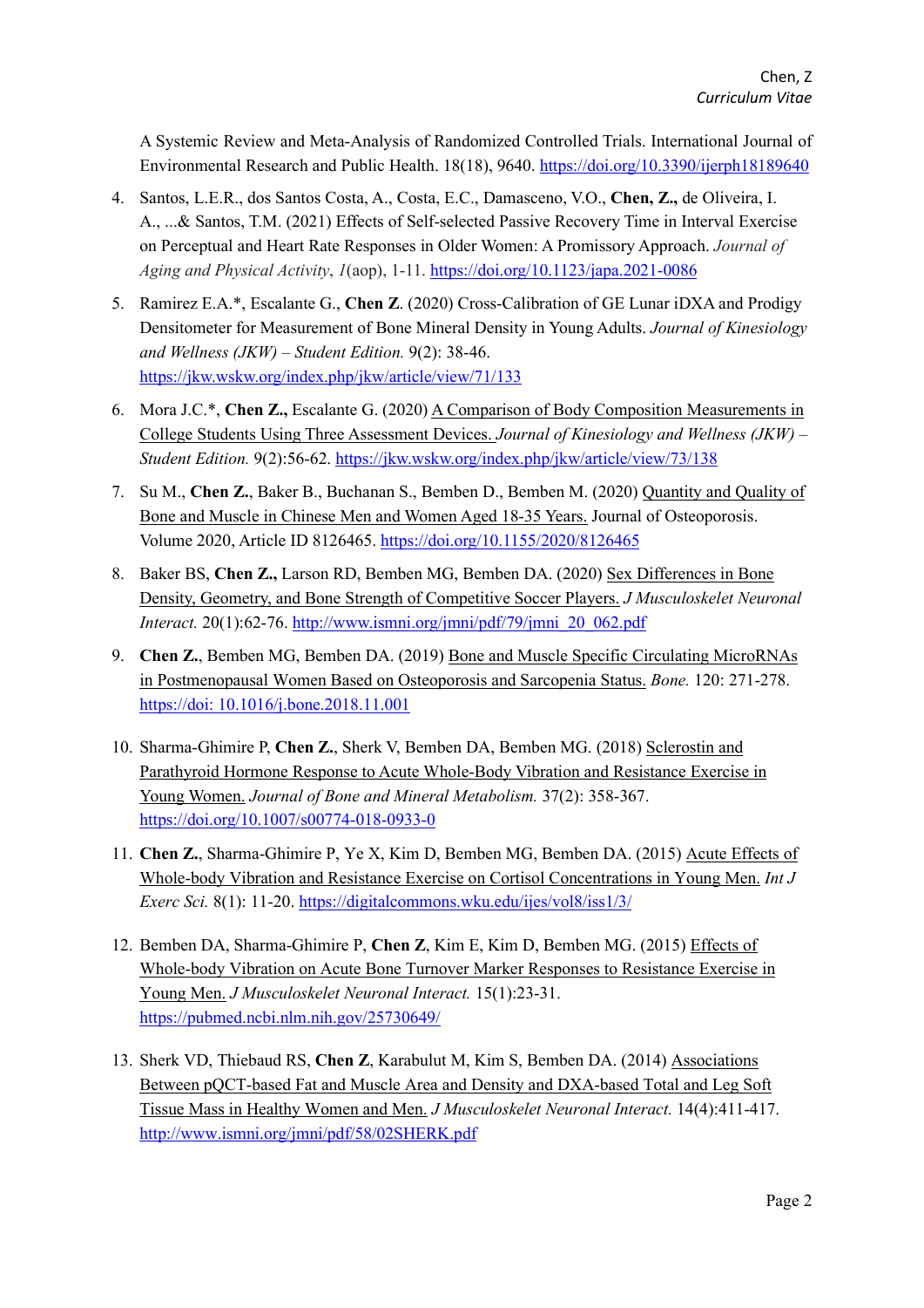A Systemic Review and Meta-Analysis of Randomized Controlled Trials. International Journal of Environmental Research and Public Health. 18(18), 9640. https://doi.org/10.3390/ijerph18189640

4. Santos, L.E.R., dos Santos Costa, A., Costa, E.C., Damasceno, V.O., **Chen, Z.,** de Oliveira, I. A., ...& Santos, T.M. (2021) Effects of Self-selected Passive Recovery Time in Interval Exercise on Perceptual and Heart Rate Responses in Older Women: A Promissory Approach. *Journal of Aging and Physical Activity*, *1*(aop), 1-11. https://doi.org/10.1123/japa.2021-0086

5. Ramirez E.A.*, Escalante G., **Chen Z**. (2020) Cross-Calibration of GE Lunar iDXA and Prodigy Densitometer for Measurement of Bone Mineral Density in Young Adults. *Journal of Kinesiology and Wellness (JKW) – Student Edition.* 9(2): 38-46. https://jkw.wskw.org/index.php/jkw/article/view/71/133

6. Mora J.C.*, **Chen Z.,** Escalante G. (2020) A Comparison of Body Composition Measurements in College Students Using Three Assessment Devices. *Journal of Kinesiology and Wellness (JKW) – Student Edition.* 9(2):56-62. https://jkw.wskw.org/index.php/jkw/article/view/73/138

7. Su M., **Chen Z.**, Baker B., Buchanan S., Bemben D., Bemben M. (2020) Quantity and Quality of Bone and Muscle in Chinese Men and Women Aged 18-35 Years. Journal of Osteoporosis. Volume 2020, Article ID 8126465. https://doi.org/10.1155/2020/8126465

8. Baker BS, **Chen Z.,** Larson RD, Bemben MG, Bemben DA. (2020) Sex Differences in Bone Density, Geometry, and Bone Strength of Competitive Soccer Players. *J Musculoskelet Neuronal Interact.* 20(1):62-76. http://www.ismni.org/jmni/pdf/79/jmni_20_062.pdf

9. **Chen Z.**, Bemben MG, Bemben DA. (2019) Bone and Muscle Specific Circulating MicroRNAs in Postmenopausal Women Based on Osteoporosis and Sarcopenia Status. *Bone.* 120: 271-278. https://doi: 10.1016/j.bone.2018.11.001

10. Sharma-Ghimire P, **Chen Z.**, Sherk V, Bemben DA, Bemben MG. (2018) Sclerostin and Parathyroid Hormone Response to Acute Whole-Body Vibration and Resistance Exercise in Young Women. *Journal of Bone and Mineral Metabolism.* 37(2): 358-367. https://doi.org/10.1007/s00774-018-0933-0

11. **Chen Z.**, Sharma-Ghimire P, Ye X, Kim D, Bemben MG, Bemben DA. (2015) Acute Effects of Whole-body Vibration and Resistance Exercise on Cortisol Concentrations in Young Men. *Int J Exerc Sci.* 8(1): 11-20. https://digitalcommons.wku.edu/ijes/vol8/iss1/3/

12. Bemben DA, Sharma-Ghimire P, **Chen Z**, Kim E, Kim D, Bemben MG. (2015) Effects of Whole-body Vibration on Acute Bone Turnover Marker Responses to Resistance Exercise in Young Men. *J Musculoskelet Neuronal Interact.* 15(1):23-31. https://pubmed.ncbi.nlm.nih.gov/25730649/

13. Sherk VD, Thiebaud RS, **Chen Z**, Karabulut M, Kim S, Bemben DA. (2014) Associations Between pQCT-based Fat and Muscle Area and Density and DXA-based Total and Leg Soft Tissue Mass in Healthy Women and Men. *J Musculoskelet Neuronal Interact.* 14(4):411-417. http://www.ismni.org/jmni/pdf/58/02SHERK.pdf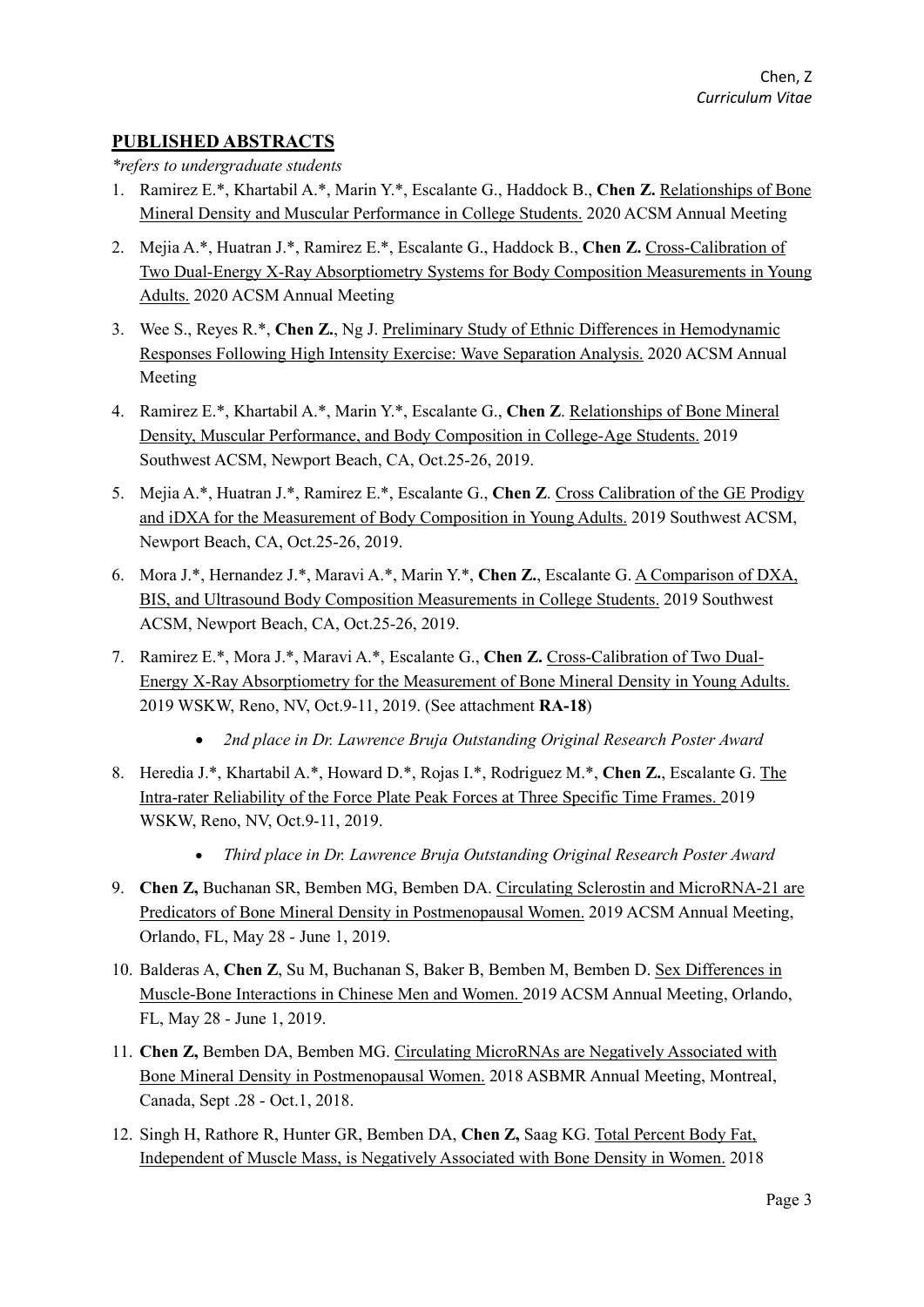## PUBLISHED ABSTRACTS

*\*refers to undergraduate students*

1. Ramirez E.*, Khartabil A.*, Marin Y.*, Escalante G., Haddock B., **Chen Z.** Relationships of Bone Mineral Density and Muscular Performance in College Students. 2020 ACSM Annual Meeting

2. Mejia A.*, Huatran J.*, Ramirez E.*, Escalante G., Haddock B., **Chen Z.** Cross-Calibration of Two Dual-Energy X-Ray Absorptiometry Systems for Body Composition Measurements in Young Adults. 2020 ACSM Annual Meeting

3. Wee S., Reyes R.*, **Chen Z.**, Ng J. Preliminary Study of Ethnic Differences in Hemodynamic Responses Following High Intensity Exercise: Wave Separation Analysis. 2020 ACSM Annual Meeting

4. Ramirez E.*, Khartabil A.*, Marin Y.*, Escalante G., **Chen Z**. Relationships of Bone Mineral Density, Muscular Performance, and Body Composition in College-Age Students. 2019 Southwest ACSM, Newport Beach, CA, Oct.25-26, 2019.

5. Mejia A.*, Huatran J.*, Ramirez E.*, Escalante G., **Chen Z**. Cross Calibration of the GE Prodigy and iDXA for the Measurement of Body Composition in Young Adults. 2019 Southwest ACSM, Newport Beach, CA, Oct.25-26, 2019.

6. Mora J.*, Hernandez J.*, Maravi A.*, Marin Y.*, **Chen Z.**, Escalante G. A Comparison of DXA, BIS, and Ultrasound Body Composition Measurements in College Students. 2019 Southwest ACSM, Newport Beach, CA, Oct.25-26, 2019.

7. Ramirez E.*, Mora J.*, Maravi A.*, Escalante G., **Chen Z.** Cross-Calibration of Two Dual-Energy X-Ray Absorptiometry for the Measurement of Bone Mineral Density in Young Adults. 2019 WSKW, Reno, NV, Oct.9-11, 2019. (See attachment **RA-18**)
   - *2nd place in Dr. Lawrence Bruja Outstanding Original Research Poster Award*

8. Heredia J.*, Khartabil A.*, Howard D.*, Rojas I.*, Rodriguez M.*, **Chen Z.**, Escalante G. The Intra-rater Reliability of the Force Plate Peak Forces at Three Specific Time Frames. 2019 WSKW, Reno, NV, Oct.9-11, 2019.
   - *Third place in Dr. Lawrence Bruja Outstanding Original Research Poster Award*

9. **Chen Z,** Buchanan SR, Bemben MG, Bemben DA. Circulating Sclerostin and MicroRNA-21 are Predicators of Bone Mineral Density in Postmenopausal Women. 2019 ACSM Annual Meeting, Orlando, FL, May 28 - June 1, 2019.

10. Balderas A, **Chen Z**, Su M, Buchanan S, Baker B, Bemben M, Bemben D. Sex Differences in Muscle-Bone Interactions in Chinese Men and Women. 2019 ACSM Annual Meeting, Orlando, FL, May 28 - June 1, 2019.

11. **Chen Z,** Bemben DA, Bemben MG. Circulating MicroRNAs are Negatively Associated with Bone Mineral Density in Postmenopausal Women. 2018 ASBMR Annual Meeting, Montreal, Canada, Sept .28 - Oct.1, 2018.

12. Singh H, Rathore R, Hunter GR, Bemben DA, **Chen Z,** Saag KG. Total Percent Body Fat, Independent of Muscle Mass, is Negatively Associated with Bone Density in Women. 2018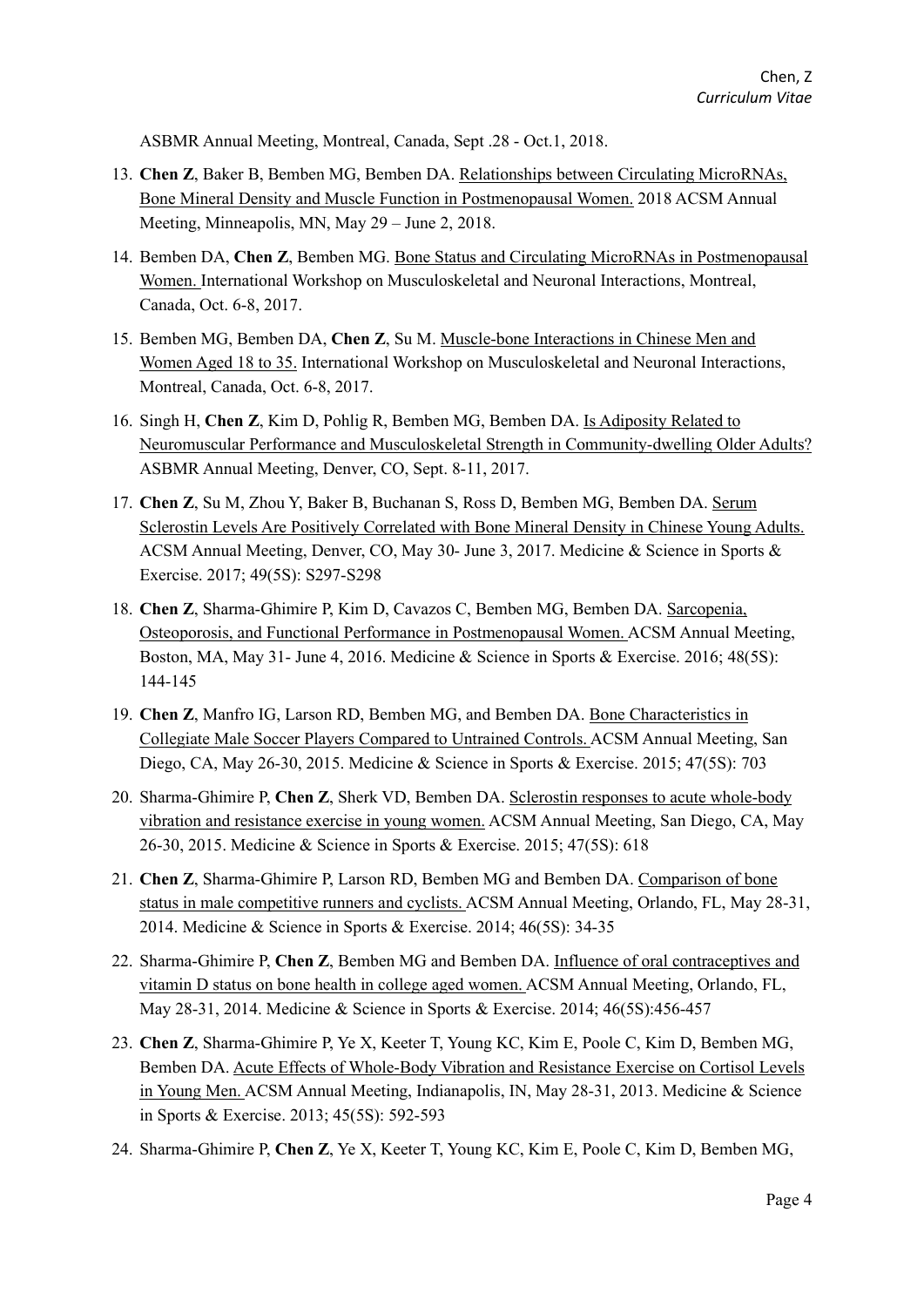ASBMR Annual Meeting, Montreal, Canada, Sept .28 - Oct.1, 2018.

13. **Chen Z**, Baker B, Bemben MG, Bemben DA. <u>Relationships between Circulating MicroRNAs, Bone Mineral Density and Muscle Function in Postmenopausal Women.</u> 2018 ACSM Annual Meeting, Minneapolis, MN, May 29 – June 2, 2018.
14. Bemben DA, **Chen Z**, Bemben MG. <u>Bone Status and Circulating MicroRNAs in Postmenopausal Women.</u> International Workshop on Musculoskeletal and Neuronal Interactions, Montreal, Canada, Oct. 6-8, 2017.
15. Bemben MG, Bemben DA, **Chen Z**, Su M. <u>Muscle-bone Interactions in Chinese Men and Women Aged 18 to 35.</u> International Workshop on Musculoskeletal and Neuronal Interactions, Montreal, Canada, Oct. 6-8, 2017.
16. Singh H, **Chen Z**, Kim D, Pohlig R, Bemben MG, Bemben DA. <u>Is Adiposity Related to Neuromuscular Performance and Musculoskeletal Strength in Community-dwelling Older Adults?</u> ASBMR Annual Meeting, Denver, CO, Sept. 8-11, 2017.
17. **Chen Z**, Su M, Zhou Y, Baker B, Buchanan S, Ross D, Bemben MG, Bemben DA. <u>Serum Sclerostin Levels Are Positively Correlated with Bone Mineral Density in Chinese Young Adults.</u> ACSM Annual Meeting, Denver, CO, May 30- June 3, 2017. Medicine & Science in Sports & Exercise. 2017; 49(5S): S297-S298
18. **Chen Z**, Sharma-Ghimire P, Kim D, Cavazos C, Bemben MG, Bemben DA. <u>Sarcopenia, Osteoporosis, and Functional Performance in Postmenopausal Women.</u> ACSM Annual Meeting, Boston, MA, May 31- June 4, 2016. Medicine & Science in Sports & Exercise. 2016; 48(5S): 144-145
19. **Chen Z**, Manfro IG, Larson RD, Bemben MG, and Bemben DA. <u>Bone Characteristics in Collegiate Male Soccer Players Compared to Untrained Controls.</u> ACSM Annual Meeting, San Diego, CA, May 26-30, 2015. Medicine & Science in Sports & Exercise. 2015; 47(5S): 703
20. Sharma-Ghimire P, **Chen Z**, Sherk VD, Bemben DA. <u>Sclerostin responses to acute whole-body vibration and resistance exercise in young women.</u> ACSM Annual Meeting, San Diego, CA, May 26-30, 2015. Medicine & Science in Sports & Exercise. 2015; 47(5S): 618
21. **Chen Z**, Sharma-Ghimire P, Larson RD, Bemben MG and Bemben DA. <u>Comparison of bone status in male competitive runners and cyclists.</u> ACSM Annual Meeting, Orlando, FL, May 28-31, 2014. Medicine & Science in Sports & Exercise. 2014; 46(5S): 34-35
22. Sharma-Ghimire P, **Chen Z**, Bemben MG and Bemben DA. <u>Influence of oral contraceptives and vitamin D status on bone health in college aged women.</u> ACSM Annual Meeting, Orlando, FL, May 28-31, 2014. Medicine & Science in Sports & Exercise. 2014; 46(5S):456-457
23. **Chen Z**, Sharma-Ghimire P, Ye X, Keeter T, Young KC, Kim E, Poole C, Kim D, Bemben MG, Bemben DA. <u>Acute Effects of Whole-Body Vibration and Resistance Exercise on Cortisol Levels in Young Men.</u> ACSM Annual Meeting, Indianapolis, IN, May 28-31, 2013. Medicine & Science in Sports & Exercise. 2013; 45(5S): 592-593
24. Sharma-Ghimire P, **Chen Z**, Ye X, Keeter T, Young KC, Kim E, Poole C, Kim D, Bemben MG,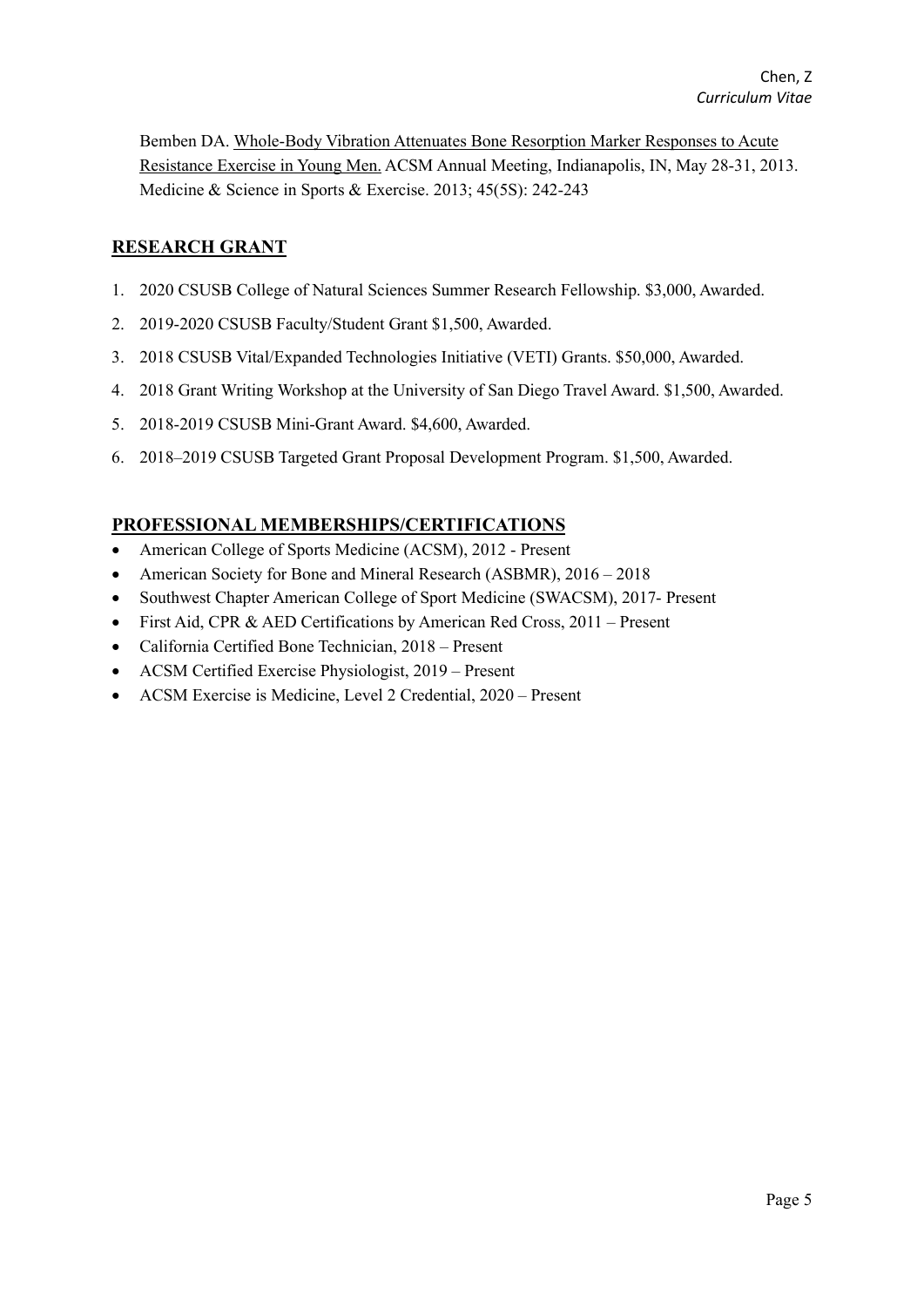Bemben DA. <u>Whole-Body Vibration Attenuates Bone Resorption Marker Responses to Acute Resistance Exercise in Young Men.</u> ACSM Annual Meeting, Indianapolis, IN, May 28-31, 2013. Medicine & Science in Sports & Exercise. 2013; 45(5S): 242-243

## RESEARCH GRANT

1. 2020 CSUSB College of Natural Sciences Summer Research Fellowship. $3,000, Awarded.
2. 2019-2020 CSUSB Faculty/Student Grant $1,500, Awarded.
3. 2018 CSUSB Vital/Expanded Technologies Initiative (VETI) Grants. $50,000, Awarded.
4. 2018 Grant Writing Workshop at the University of San Diego Travel Award. $1,500, Awarded.
5. 2018-2019 CSUSB Mini-Grant Award. $4,600, Awarded.
6. 2018–2019 CSUSB Targeted Grant Proposal Development Program. $1,500, Awarded.

## PROFESSIONAL MEMBERSHIPS/CERTIFICATIONS

- American College of Sports Medicine (ACSM), 2012 - Present
- American Society for Bone and Mineral Research (ASBMR), 2016 – 2018
- Southwest Chapter American College of Sport Medicine (SWACSM), 2017- Present
- First Aid, CPR & AED Certifications by American Red Cross, 2011 – Present
- California Certified Bone Technician, 2018 – Present
- ACSM Certified Exercise Physiologist, 2019 – Present
- ACSM Exercise is Medicine, Level 2 Credential, 2020 – Present